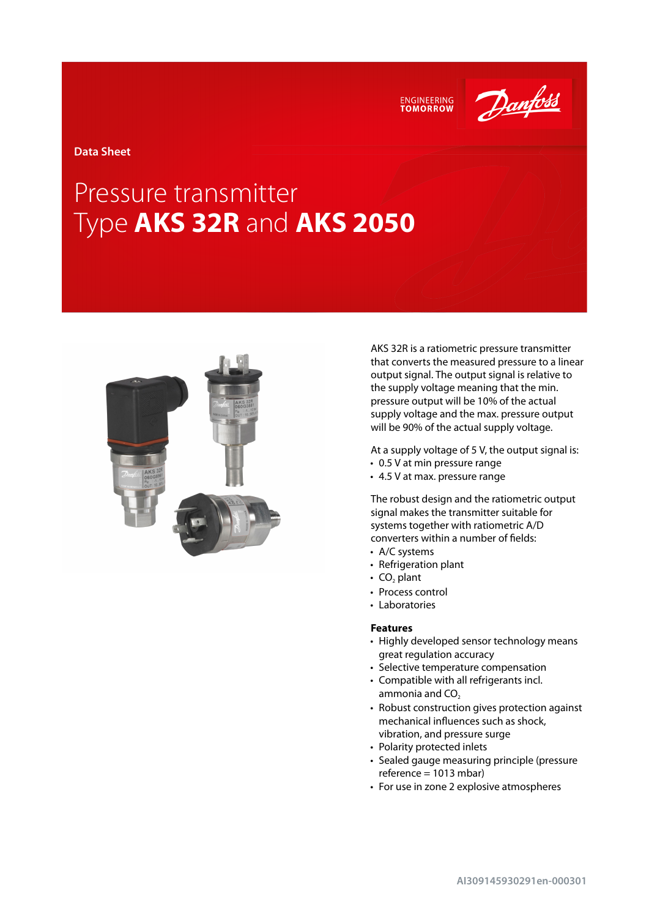Data Sheet

# Pressure transmitter
# Type **AKS 32R** and **AKS 2050**

AKS 32R is a ratiometric pressure transmitter that converts the measured pressure to a linear output signal. The output signal is relative to the supply voltage meaning that the min. pressure output will be 10% of the actual supply voltage and the max. pressure output will be 90% of the actual supply voltage.

At a supply voltage of 5 V, the output signal is:
- 0.5 V at min pressure range
- 4.5 V at max. pressure range

The robust design and the ratiometric output signal makes the transmitter suitable for systems together with ratiometric A/D converters within a number of fields:
- A/C systems
- Refrigeration plant
- $CO_2$ plant
- Process control
- Laboratories

### Features
- Highly developed sensor technology means great regulation accuracy
- Selective temperature compensation
- Compatible with all refrigerants incl. ammonia and $CO_2$
- Robust construction gives protection against mechanical influences such as shock, vibration, and pressure surge
- Polarity protected inlets
- Sealed gauge measuring principle (pressure reference = 1013 mbar)
- For use in zone 2 explosive atmospheres

AI309145930291en-000301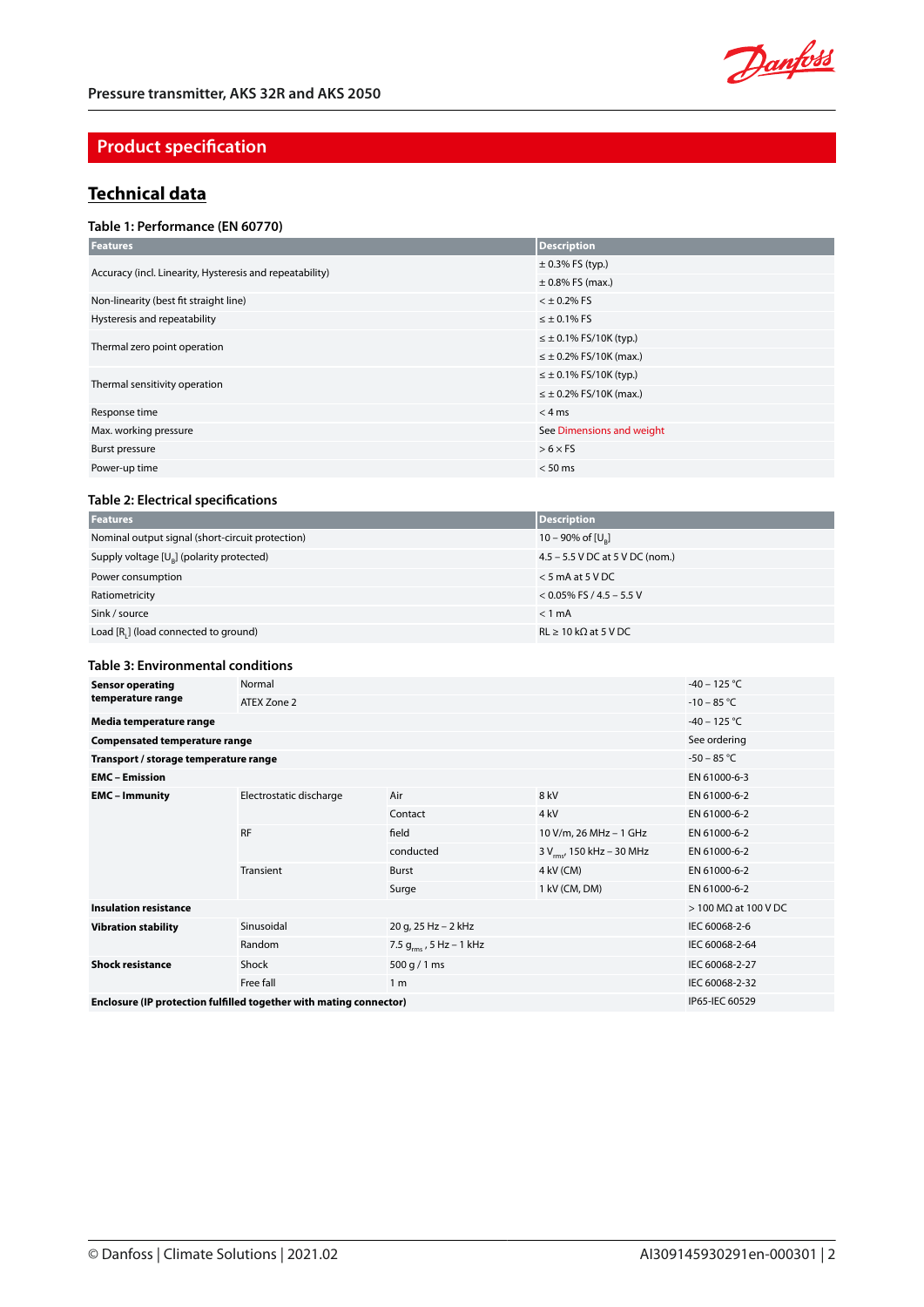## Product specification

### Technical data

**Table 1: Performance (EN 60770)**

| Features | Description |
|---|---|
| Accuracy (incl. Linearity, Hysteresis and repeatability) | ± 0.3% FS (typ.) |
| | ± 0.8% FS (max.) |
| Non-linearity (best fit straight line) | < ± 0.2% FS |
| Hysteresis and repeatability | ≤ ± 0.1% FS |
| Thermal zero point operation | ≤ ± 0.1% FS/10K (typ.) |
| | ≤ ± 0.2% FS/10K (max.) |
| Thermal sensitivity operation | ≤ ± 0.1% FS/10K (typ.) |
| | ≤ ± 0.2% FS/10K (max.) |
| Response time | < 4 ms |
| Max. working pressure | See Dimensions and weight |
| Burst pressure | > 6 × FS |
| Power-up time | < 50 ms |

**Table 2: Electrical specifications**

| Features | Description |
|---|---|
| Nominal output signal (short-circuit protection) | 10 – 90% of [$U_B$] |
| Supply voltage [$U_B$] (polarity protected) | 4.5 – 5.5 V DC at 5 V DC (nom.) |
| Power consumption | < 5 mA at 5 V DC |
| Ratiometricity | < 0.05% FS / 4.5 – 5.5 V |
| Sink / source | < 1 mA |
| Load [$R_L$] (load connected to ground) | RL ≥ 10 kΩ at 5 V DC |

**Table 3: Environmental conditions**

| | | | | |
|---|---|---|---|---|
| **Sensor operating temperature range** | Normal | | | -40 – 125 °C |
| | ATEX Zone 2 | | | -10 – 85 °C |
| **Media temperature range** | | | | -40 – 125 °C |
| **Compensated temperature range** | | | | See ordering |
| **Transport / storage temperature range** | | | | -50 – 85 °C |
| **EMC – Emission** | | | | EN 61000-6-3 |
| **EMC – Immunity** | Electrostatic discharge | Air | 8 kV | EN 61000-6-2 |
| | | Contact | 4 kV | EN 61000-6-2 |
| | RF | field | 10 V/m, 26 MHz – 1 GHz | EN 61000-6-2 |
| | | conducted | 3 $V_{rms}$, 150 kHz – 30 MHz | EN 61000-6-2 |
| | Transient | Burst | 4 kV (CM) | EN 61000-6-2 |
| | | Surge | 1 kV (CM, DM) | EN 61000-6-2 |
| **Insulation resistance** | | | | > 100 MΩ at 100 V DC |
| **Vibration stability** | Sinusoidal | 20 g, 25 Hz – 2 kHz | | IEC 60068-2-6 |
| | Random | 7.5 $g_{rms}$ , 5 Hz – 1 kHz | | IEC 60068-2-64 |
| **Shock resistance** | Shock | 500 g / 1 ms | | IEC 60068-2-27 |
| | Free fall | 1 m | | IEC 60068-2-32 |
| **Enclosure (IP protection fulfilled together with mating connector)** | | | | IP65-IEC 60529 |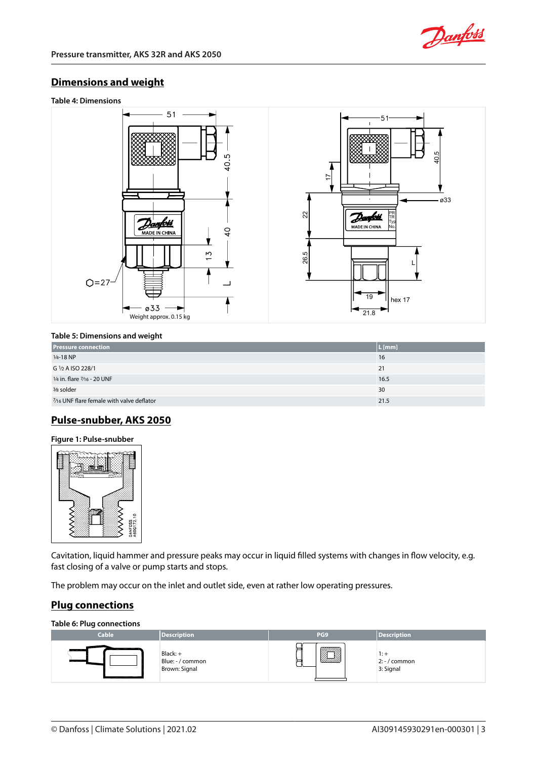## Dimensions and weight

**Table 4: Dimensions**

Weight approx. 0.15 kg

**Table 5: Dimensions and weight**

| Pressure connection | L [mm] |
|---|---|
| ¼-18 NP | 16 |
| G ½ A ISO 228/1 | 21 |
| ¼ in. flare 7/16 - 20 UNF | 16.5 |
| ⅜ solder | 30 |
| 7/16 UNF flare female with valve deflator | 21.5 |

## Pulse-snubber, AKS 2050

**Figure 1: Pulse-snubber**

Cavitation, liquid hammer and pressure peaks may occur in liquid filled systems with changes in flow velocity, e.g. fast closing of a valve or pump starts and stops.

The problem may occur on the inlet and outlet side, even at rather low operating pressures.

## Plug connections

**Table 6: Plug connections**

| Cable | Description | PG9 | Description |
|---|---|---|---|
| | Black: +<br>Blue: - / common<br>Brown: Signal | | 1: +<br>2: - / common<br>3: Signal |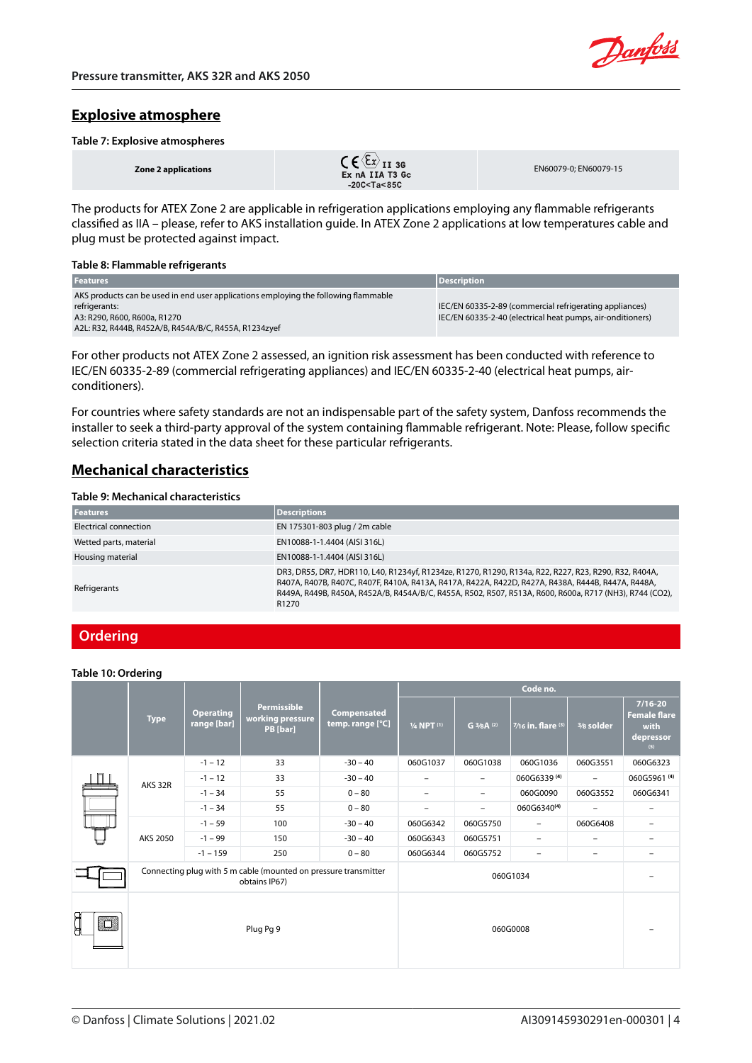## Explosive atmosphere

**Table 7: Explosive atmospheres**

| Zone 2 applications | CE Ex II 3G Ex nA IIA T3 Gc -20C<Ta<85C | EN60079-0; EN60079-15 |
|---|---|---|

The products for ATEX Zone 2 are applicable in refrigeration applications employing any flammable refrigerants classified as IIA – please, refer to AKS installation guide. In ATEX Zone 2 applications at low temperatures cable and plug must be protected against impact.

**Table 8: Flammable refrigerants**

| Features | Description |
|---|---|
| AKS products can be used in end user applications employing the following flammable refrigerants:<br>A3: R290, R600, R600a, R1270<br>A2L: R32, R444B, R452A/B, R454A/B/C, R455A, R1234zyef | IEC/EN 60335-2-89 (commercial refrigerating appliances)<br>IEC/EN 60335-2-40 (electrical heat pumps, air-conditioners) |

For other products not ATEX Zone 2 assessed, an ignition risk assessment has been conducted with reference to IEC/EN 60335-2-89 (commercial refrigerating appliances) and IEC/EN 60335-2-40 (electrical heat pumps, air-conditioners).

For countries where safety standards are not an indispensable part of the safety system, Danfoss recommends the installer to seek a third-party approval of the system containing flammable refrigerant. Note: Please, follow specific selection criteria stated in the data sheet for these particular refrigerants.

## Mechanical characteristics

**Table 9: Mechanical characteristics**

| Features | Descriptions |
|---|---|
| Electrical connection | EN 175301-803 plug / 2m cable |
| Wetted parts, material | EN10088-1-1.4404 (AISI 316L) |
| Housing material | EN10088-1-1.4404 (AISI 316L) |
| Refrigerants | DR3, DR55, DR7, HDR110, L40, R1234yf, R1234ze, R1270, R1290, R134a, R22, R227, R23, R290, R32, R404A, R407A, R407B, R407C, R407F, R410A, R413A, R417A, R422A, R422D, R427A, R438A, R444B, R447A, R448A, R449A, R449B, R450A, R452A/B, R454A/B/C, R455A, R502, R507, R513A, R600, R600a, R717 (NH3), R744 (CO2), R1270 |

## Ordering

**Table 10: Ordering**

| | Type | Operating range [bar] | Permissible working pressure PB [bar] | Compensated temp. range [°C] | Code no. | | | | |
|---|---|---|---|---|---|---|---|---|---|
| | | | | | ¼ NPT (1) | G ⅜A (2) | 7/16 in. flare (3) | ⅜ solder | 7/16-20 Female flare with depressor (5) |
| | AKS 32R | -1 – 12 | 33 | -30 – 40 | 060G1037 | 060G1038 | 060G1036 | 060G3551 | 060G6323 |
| | | -1 – 12 | 33 | -30 – 40 | – | – | 060G6339 (4) | – | 060G5961 (4) |
| | | -1 – 34 | 55 | 0 – 80 | – | – | 060G0090 | 060G3552 | 060G6341 |
| | | -1 – 34 | 55 | 0 – 80 | – | – | 060G6340(4) | – | – |
| | AKS 2050 | -1 – 59 | 100 | -30 – 40 | 060G6342 | 060G5750 | – | 060G6408 | – |
| | | -1 – 99 | 150 | -30 – 40 | 060G6343 | 060G5751 | – | – | – |
| | | -1 – 159 | 250 | 0 – 80 | 060G6344 | 060G5752 | – | – | – |
| | Connecting plug with 5 m cable (mounted on pressure transmitter obtains IP67) | | | | 060G1034 | | | | – |
| | Plug Pg 9 | | | | 060G0008 | | | | – |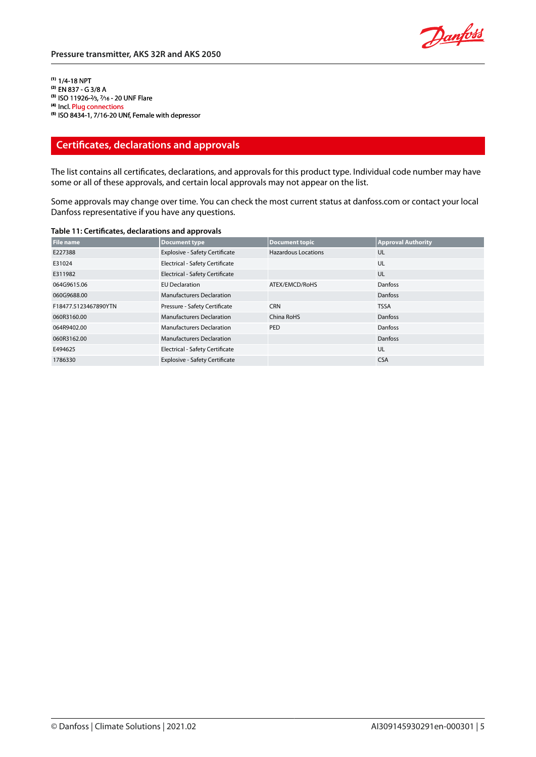[1] 1/4-18 NPT
[2] EN 837 - G 3/8 A
[3] ISO 11926-⅔, 7⁄16 - 20 UNF Flare
[4] Incl. Plug connections
[5] ISO 8434-1, 7/16-20 UNf, Female with depressor

## Certificates, declarations and approvals

The list contains all certificates, declarations, and approvals for this product type. Individual code number may have some or all of these approvals, and certain local approvals may not appear on the list.

Some approvals may change over time. You can check the most current status at danfoss.com or contact your local Danfoss representative if you have any questions.

**Table 11: Certificates, declarations and approvals**

| File name | Document type | Document topic | Approval Authority |
|---|---|---|---|
| E227388 | Explosive - Safety Certificate | Hazardous Locations | UL |
| E31024 | Electrical - Safety Certificate | | UL |
| E311982 | Electrical - Safety Certificate | | UL |
| 064G9615.06 | EU Declaration | ATEX/EMCD/RoHS | Danfoss |
| 060G9688.00 | Manufacturers Declaration | | Danfoss |
| F18477.5123467890YTN | Pressure - Safety Certificate | CRN | TSSA |
| 060R3160.00 | Manufacturers Declaration | China RoHS | Danfoss |
| 064R9402.00 | Manufacturers Declaration | PED | Danfoss |
| 060R3162.00 | Manufacturers Declaration | | Danfoss |
| E494625 | Electrical - Safety Certificate | | UL |
| 1786330 | Explosive - Safety Certificate | | CSA |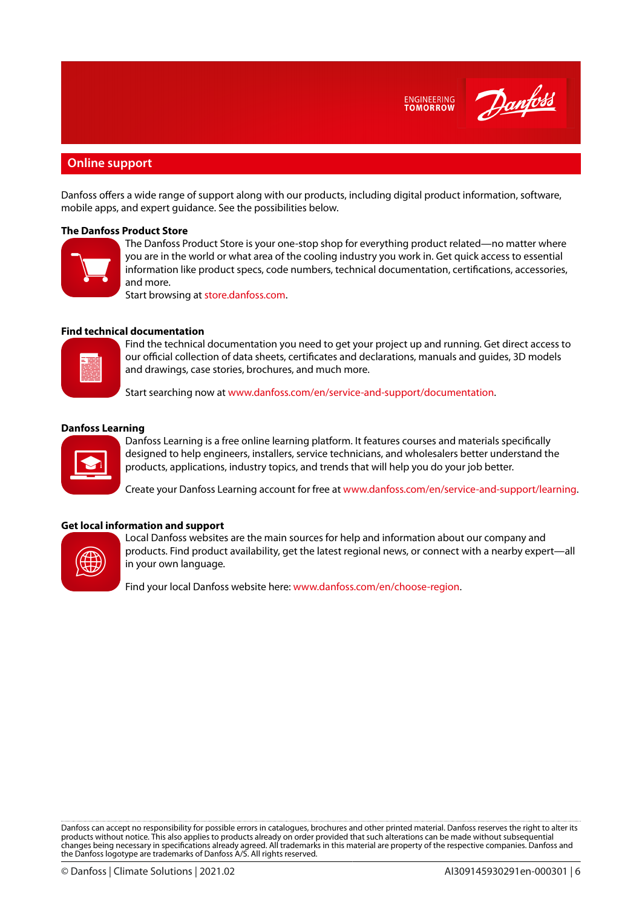## Online support

Danfoss offers a wide range of support along with our products, including digital product information, software, mobile apps, and expert guidance. See the possibilities below.

### The Danfoss Product Store

The Danfoss Product Store is your one-stop shop for everything product related—no matter where you are in the world or what area of the cooling industry you work in. Get quick access to essential information like product specs, code numbers, technical documentation, certifications, accessories, and more.
Start browsing at store.danfoss.com.

### Find technical documentation

Find the technical documentation you need to get your project up and running. Get direct access to our official collection of data sheets, certificates and declarations, manuals and guides, 3D models and drawings, case stories, brochures, and much more.

Start searching now at www.danfoss.com/en/service-and-support/documentation.

### Danfoss Learning

Danfoss Learning is a free online learning platform. It features courses and materials specifically designed to help engineers, installers, service technicians, and wholesalers better understand the products, applications, industry topics, and trends that will help you do your job better.

Create your Danfoss Learning account for free at www.danfoss.com/en/service-and-support/learning.

### Get local information and support

Local Danfoss websites are the main sources for help and information about our company and products. Find product availability, get the latest regional news, or connect with a nearby expert—all in your own language.

Find your local Danfoss website here: www.danfoss.com/en/choose-region.

Danfoss can accept no responsibility for possible errors in catalogues, brochures and other printed material. Danfoss reserves the right to alter its products without notice. This also applies to products already on order provided that such alterations can be made without subsequential changes being necessary in specifications already agreed. All trademarks in this material are property of the respective companies. Danfoss and the Danfoss logotype are trademarks of Danfoss A/S. All rights reserved.

© Danfoss | Climate Solutions | 2021.02 AI309145930291en-000301